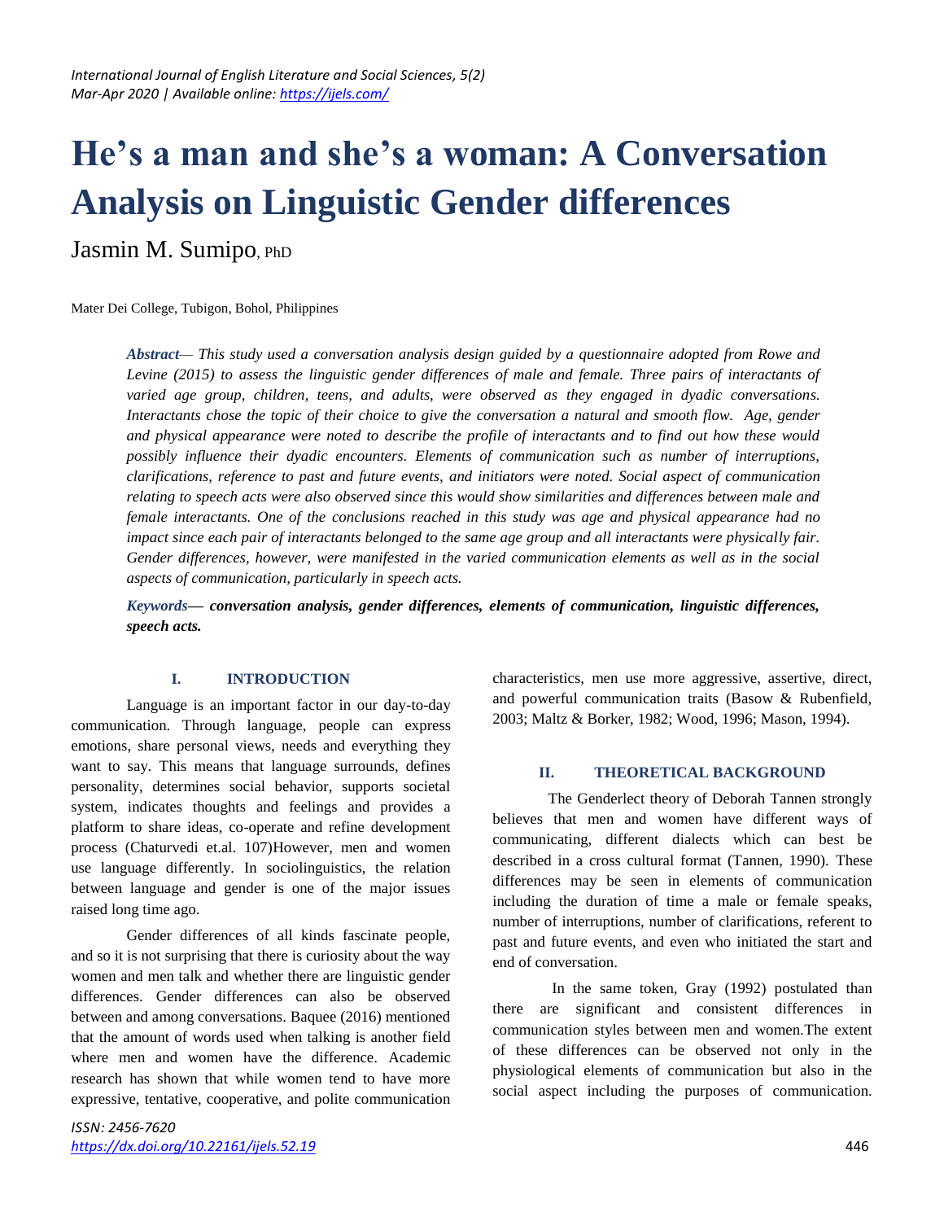# He's a man and she's a woman: A Conversation Analysis on Linguistic Gender differences

Jasmin M. Sumipo, PhD

Mater Dei College, Tubigon, Bohol, Philippines

***Abstract**— This study used a conversation analysis design guided by a questionnaire adopted from Rowe and Levine (2015) to assess the linguistic gender differences of male and female. Three pairs of interactants of varied age group, children, teens, and adults, were observed as they engaged in dyadic conversations. Interactants chose the topic of their choice to give the conversation a natural and smooth flow. Age, gender and physical appearance were noted to describe the profile of interactants and to find out how these would possibly influence their dyadic encounters. Elements of communication such as number of interruptions, clarifications, reference to past and future events, and initiators were noted. Social aspect of communication relating to speech acts were also observed since this would show similarities and differences between male and female interactants. One of the conclusions reached in this study was age and physical appearance had no impact since each pair of interactants belonged to the same age group and all interactants were physically fair. Gender differences, however, were manifested in the varied communication elements as well as in the social aspects of communication, particularly in speech acts.*

***Keywords**— conversation analysis, gender differences, elements of communication, linguistic differences, speech acts.*

## I. INTRODUCTION

Language is an important factor in our day-to-day communication. Through language, people can express emotions, share personal views, needs and everything they want to say. This means that language surrounds, defines personality, determines social behavior, supports societal system, indicates thoughts and feelings and provides a platform to share ideas, co-operate and refine development process (Chaturvedi et.al. 107)However, men and women use language differently. In sociolinguistics, the relation between language and gender is one of the major issues raised long time ago.

Gender differences of all kinds fascinate people, and so it is not surprising that there is curiosity about the way women and men talk and whether there are linguistic gender differences. Gender differences can also be observed between and among conversations. Baquee (2016) mentioned that the amount of words used when talking is another field where men and women have the difference. Academic research has shown that while women tend to have more expressive, tentative, cooperative, and polite communication characteristics, men use more aggressive, assertive, direct, and powerful communication traits (Basow & Rubenfield, 2003; Maltz & Borker, 1982; Wood, 1996; Mason, 1994).

## II. THEORETICAL BACKGROUND

The Genderlect theory of Deborah Tannen strongly believes that men and women have different ways of communicating, different dialects which can best be described in a cross cultural format (Tannen, 1990). These differences may be seen in elements of communication including the duration of time a male or female speaks, number of interruptions, number of clarifications, referent to past and future events, and even who initiated the start and end of conversation.

In the same token, Gray (1992) postulated than there are significant and consistent differences in communication styles between men and women.The extent of these differences can be observed not only in the physiological elements of communication but also in the social aspect including the purposes of communication.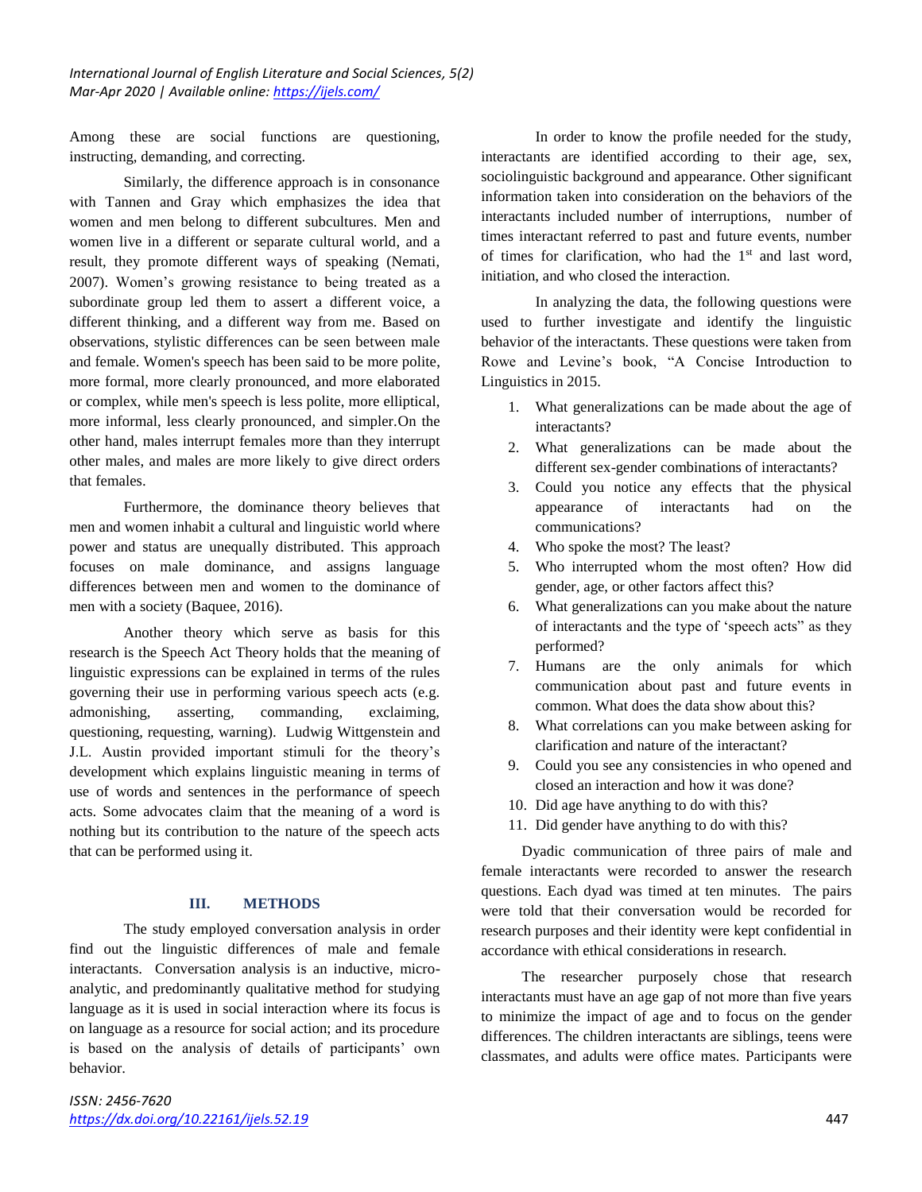Among these are social functions are questioning, instructing, demanding, and correcting.

Similarly, the difference approach is in consonance with Tannen and Gray which emphasizes the idea that women and men belong to different subcultures. Men and women live in a different or separate cultural world, and a result, they promote different ways of speaking (Nemati, 2007). Women's growing resistance to being treated as a subordinate group led them to assert a different voice, a different thinking, and a different way from me. Based on observations, stylistic differences can be seen between male and female. Women's speech has been said to be more polite, more formal, more clearly pronounced, and more elaborated or complex, while men's speech is less polite, more elliptical, more informal, less clearly pronounced, and simpler.On the other hand, males interrupt females more than they interrupt other males, and males are more likely to give direct orders that females.

Furthermore, the dominance theory believes that men and women inhabit a cultural and linguistic world where power and status are unequally distributed. This approach focuses on male dominance, and assigns language differences between men and women to the dominance of men with a society (Baquee, 2016).

Another theory which serve as basis for this research is the Speech Act Theory holds that the meaning of linguistic expressions can be explained in terms of the rules governing their use in performing various speech acts (e.g. admonishing, asserting, commanding, exclaiming, questioning, requesting, warning). Ludwig Wittgenstein and J.L. Austin provided important stimuli for the theory's development which explains linguistic meaning in terms of use of words and sentences in the performance of speech acts. Some advocates claim that the meaning of a word is nothing but its contribution to the nature of the speech acts that can be performed using it.

## III. METHODS

The study employed conversation analysis in order find out the linguistic differences of male and female interactants. Conversation analysis is an inductive, micro-analytic, and predominantly qualitative method for studying language as it is used in social interaction where its focus is on language as a resource for social action; and its procedure is based on the analysis of details of participants' own behavior.

In order to know the profile needed for the study, interactants are identified according to their age, sex, sociolinguistic background and appearance. Other significant information taken into consideration on the behaviors of the interactants included number of interruptions, number of times interactant referred to past and future events, number of times for clarification, who had the 1st and last word, initiation, and who closed the interaction.

In analyzing the data, the following questions were used to further investigate and identify the linguistic behavior of the interactants. These questions were taken from Rowe and Levine's book, "A Concise Introduction to Linguistics in 2015.

1. What generalizations can be made about the age of interactants?
2. What generalizations can be made about the different sex-gender combinations of interactants?
3. Could you notice any effects that the physical appearance of interactants had on the communications?
4. Who spoke the most? The least?
5. Who interrupted whom the most often? How did gender, age, or other factors affect this?
6. What generalizations can you make about the nature of interactants and the type of 'speech acts" as they performed?
7. Humans are the only animals for which communication about past and future events in common. What does the data show about this?
8. What correlations can you make between asking for clarification and nature of the interactant?
9. Could you see any consistencies in who opened and closed an interaction and how it was done?
10. Did age have anything to do with this?
11. Did gender have anything to do with this?

Dyadic communication of three pairs of male and female interactants were recorded to answer the research questions. Each dyad was timed at ten minutes. The pairs were told that their conversation would be recorded for research purposes and their identity were kept confidential in accordance with ethical considerations in research.

The researcher purposely chose that research interactants must have an age gap of not more than five years to minimize the impact of age and to focus on the gender differences. The children interactants are siblings, teens were classmates, and adults were office mates. Participants were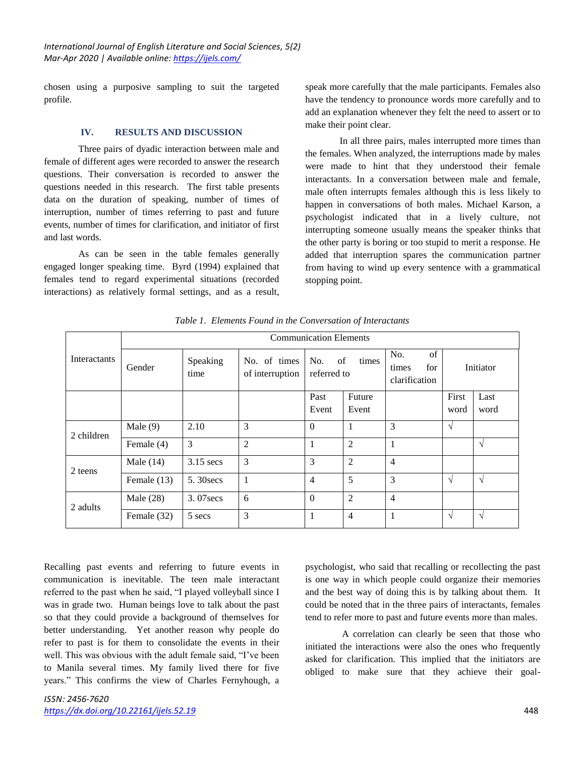chosen using a purposive sampling to suit the targeted profile.

## IV. RESULTS AND DISCUSSION

Three pairs of dyadic interaction between male and female of different ages were recorded to answer the research questions. Their conversation is recorded to answer the questions needed in this research. The first table presents data on the duration of speaking, number of times of interruption, number of times referring to past and future events, number of times for clarification, and initiator of first and last words.

As can be seen in the table females generally engaged longer speaking time. Byrd (1994) explained that females tend to regard experimental situations (recorded interactions) as relatively formal settings, and as a result, speak more carefully that the male participants. Females also have the tendency to pronounce words more carefully and to add an explanation whenever they felt the need to assert or to make their point clear.

In all three pairs, males interrupted more times than the females. When analyzed, the interruptions made by males were made to hint that they understood their female interactants. In a conversation between male and female, male often interrupts females although this is less likely to happen in conversations of both males. Michael Karson, a psychologist indicated that in a lively culture, not interrupting someone usually means the speaker thinks that the other party is boring or too stupid to merit a response. He added that interruption spares the communication partner from having to wind up every sentence with a grammatical stopping point.

*Table 1. Elements Found in the Conversation of Interactants*

| Interactants | Communication Elements | | | | | | | |
|---|---|---|---|---|---|---|---|---|
| | Gender | Speaking time | No. of times of interruption | No. of times referred to | | No. of times for clarification | Initiator | |
| | | | | Past Event | Future Event | | First word | Last word |
| 2 children | Male (9) | 2.10 | 3 | 0 | 1 | 3 | √ | |
| | Female (4) | 3 | 2 | 1 | 2 | 1 | | √ |
| 2 teens | Male (14) | 3.15 secs | 3 | 3 | 2 | 4 | | |
| | Female (13) | 5. 30secs | 1 | 4 | 5 | 3 | √ | √ |
| 2 adults | Male (28) | 3. 07secs | 6 | 0 | 2 | 4 | | |
| | Female (32) | 5 secs | 3 | 1 | 4 | 1 | √ | √ |

Recalling past events and referring to future events in communication is inevitable. The teen male interactant referred to the past when he said, "I played volleyball since I was in grade two. Human beings love to talk about the past so that they could provide a background of themselves for better understanding. Yet another reason why people do refer to past is for them to consolidate the events in their well. This was obvious with the adult female said, "I've been to Manila several times. My family lived there for five years." This confirms the view of Charles Fernyhough, a psychologist, who said that recalling or recollecting the past is one way in which people could organize their memories and the best way of doing this is by talking about them. It could be noted that in the three pairs of interactants, females tend to refer more to past and future events more than males.

A correlation can clearly be seen that those who initiated the interactions were also the ones who frequently asked for clarification. This implied that the initiators are obliged to make sure that they achieve their goal-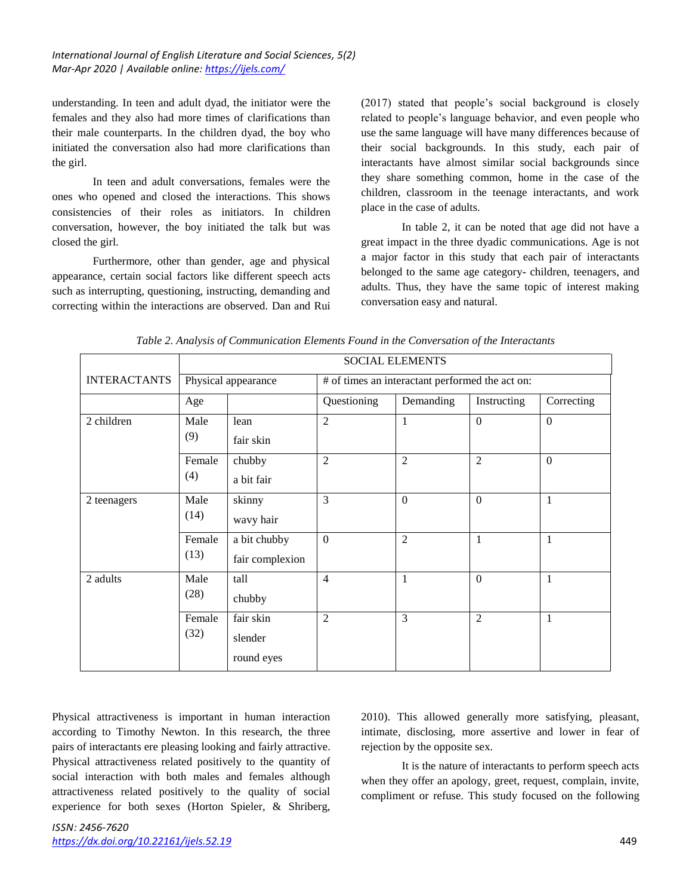understanding. In teen and adult dyad, the initiator were the females and they also had more times of clarifications than their male counterparts. In the children dyad, the boy who initiated the conversation also had more clarifications than the girl.

In teen and adult conversations, females were the ones who opened and closed the interactions. This shows consistencies of their roles as initiators. In children conversation, however, the boy initiated the talk but was closed the girl.

Furthermore, other than gender, age and physical appearance, certain social factors like different speech acts such as interrupting, questioning, instructing, demanding and correcting within the interactions are observed. Dan and Rui (2017) stated that people's social background is closely related to people's language behavior, and even people who use the same language will have many differences because of their social backgrounds. In this study, each pair of interactants have almost similar social backgrounds since they share something common, home in the case of the children, classroom in the teenage interactants, and work place in the case of adults.

In table 2, it can be noted that age did not have a great impact in the three dyadic communications. Age is not a major factor in this study that each pair of interactants belonged to the same age category- children, teenagers, and adults. Thus, they have the same topic of interest making conversation easy and natural.

*Table 2. Analysis of Communication Elements Found in the Conversation of the Interactants*

| INTERACTANTS | SOCIAL ELEMENTS | | | | | |
|---|---|---|---|---|---|---|
| | Physical appearance | | # of times an interactant performed the act on: | | | |
| | Age | | Questioning | Demanding | Instructing | Correcting |
| 2 children | Male (9) | lean<br>fair skin | 2 | 1 | 0 | 0 |
| | Female (4) | chubby<br>a bit fair | 2 | 2 | 2 | 0 |
| 2 teenagers | Male (14) | skinny<br>wavy hair | 3 | 0 | 0 | 1 |
| | Female (13) | a bit chubby<br>fair complexion | 0 | 2 | 1 | 1 |
| 2 adults | Male (28) | tall<br>chubby | 4 | 1 | 0 | 1 |
| | Female (32) | fair skin<br>slender<br>round eyes | 2 | 3 | 2 | 1 |

Physical attractiveness is important in human interaction according to Timothy Newton. In this research, the three pairs of interactants ere pleasing looking and fairly attractive. Physical attractiveness related positively to the quantity of social interaction with both males and females although attractiveness related positively to the quality of social experience for both sexes (Horton Spieler, & Shriberg, 2010). This allowed generally more satisfying, pleasant, intimate, disclosing, more assertive and lower in fear of rejection by the opposite sex.

It is the nature of interactants to perform speech acts when they offer an apology, greet, request, complain, invite, compliment or refuse. This study focused on the following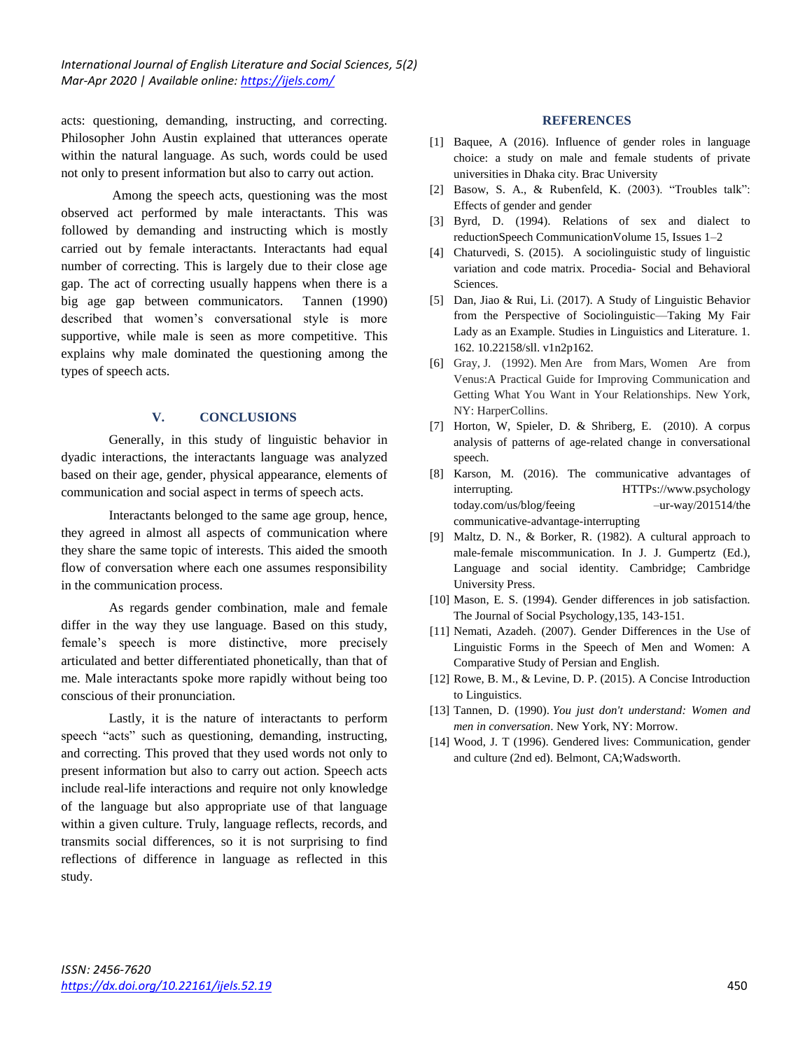acts: questioning, demanding, instructing, and correcting. Philosopher John Austin explained that utterances operate within the natural language. As such, words could be used not only to present information but also to carry out action.

Among the speech acts, questioning was the most observed act performed by male interactants. This was followed by demanding and instructing which is mostly carried out by female interactants. Interactants had equal number of correcting. This is largely due to their close age gap. The act of correcting usually happens when there is a big age gap between communicators. Tannen (1990) described that women's conversational style is more supportive, while male is seen as more competitive. This explains why male dominated the questioning among the types of speech acts.

## V. CONCLUSIONS

Generally, in this study of linguistic behavior in dyadic interactions, the interactants language was analyzed based on their age, gender, physical appearance, elements of communication and social aspect in terms of speech acts.

Interactants belonged to the same age group, hence, they agreed in almost all aspects of communication where they share the same topic of interests. This aided the smooth flow of conversation where each one assumes responsibility in the communication process.

As regards gender combination, male and female differ in the way they use language. Based on this study, female's speech is more distinctive, more precisely articulated and better differentiated phonetically, than that of me. Male interactants spoke more rapidly without being too conscious of their pronunciation.

Lastly, it is the nature of interactants to perform speech "acts" such as questioning, demanding, instructing, and correcting. This proved that they used words not only to present information but also to carry out action. Speech acts include real-life interactions and require not only knowledge of the language but also appropriate use of that language within a given culture. Truly, language reflects, records, and transmits social differences, so it is not surprising to find reflections of difference in language as reflected in this study.

## REFERENCES

[1] Baquee, A (2016). Influence of gender roles in language choice: a study on male and female students of private universities in Dhaka city. Brac University

[2] Basow, S. A., & Rubenfeld, K. (2003). "Troubles talk": Effects of gender and gender

[3] Byrd, D. (1994). Relations of sex and dialect to reductionSpeech CommunicationVolume 15, Issues 1–2

[4] Chaturvedi, S. (2015). A sociolinguistic study of linguistic variation and code matrix. Procedia- Social and Behavioral Sciences.

[5] Dan, Jiao & Rui, Li. (2017). A Study of Linguistic Behavior from the Perspective of Sociolinguistic—Taking My Fair Lady as an Example. Studies in Linguistics and Literature. 1. 162. 10.22158/sll. v1n2p162.

[6] Gray, J. (1992). Men Are from Mars, Women Are from Venus:A Practical Guide for Improving Communication and Getting What You Want in Your Relationships. New York, NY: HarperCollins.

[7] Horton, W, Spieler, D. & Shriberg, E. (2010). A corpus analysis of patterns of age-related change in conversational speech.

[8] Karson, M. (2016). The communicative advantages of interrupting. HTTPs://www.psychology today.com/us/blog/feeing –ur-way/201514/the communicative-advantage-interrupting

[9] Maltz, D. N., & Borker, R. (1982). A cultural approach to male-female miscommunication. In J. J. Gumpertz (Ed.), Language and social identity. Cambridge; Cambridge University Press.

[10] Mason, E. S. (1994). Gender differences in job satisfaction. The Journal of Social Psychology,135, 143-151.

[11] Nemati, Azadeh. (2007). Gender Differences in the Use of Linguistic Forms in the Speech of Men and Women: A Comparative Study of Persian and English.

[12] Rowe, B. M., & Levine, D. P. (2015). A Concise Introduction to Linguistics.

[13] Tannen, D. (1990). *You just don't understand: Women and men in conversation*. New York, NY: Morrow.

[14] Wood, J. T (1996). Gendered lives: Communication, gender and culture (2nd ed). Belmont, CA;Wadsworth.